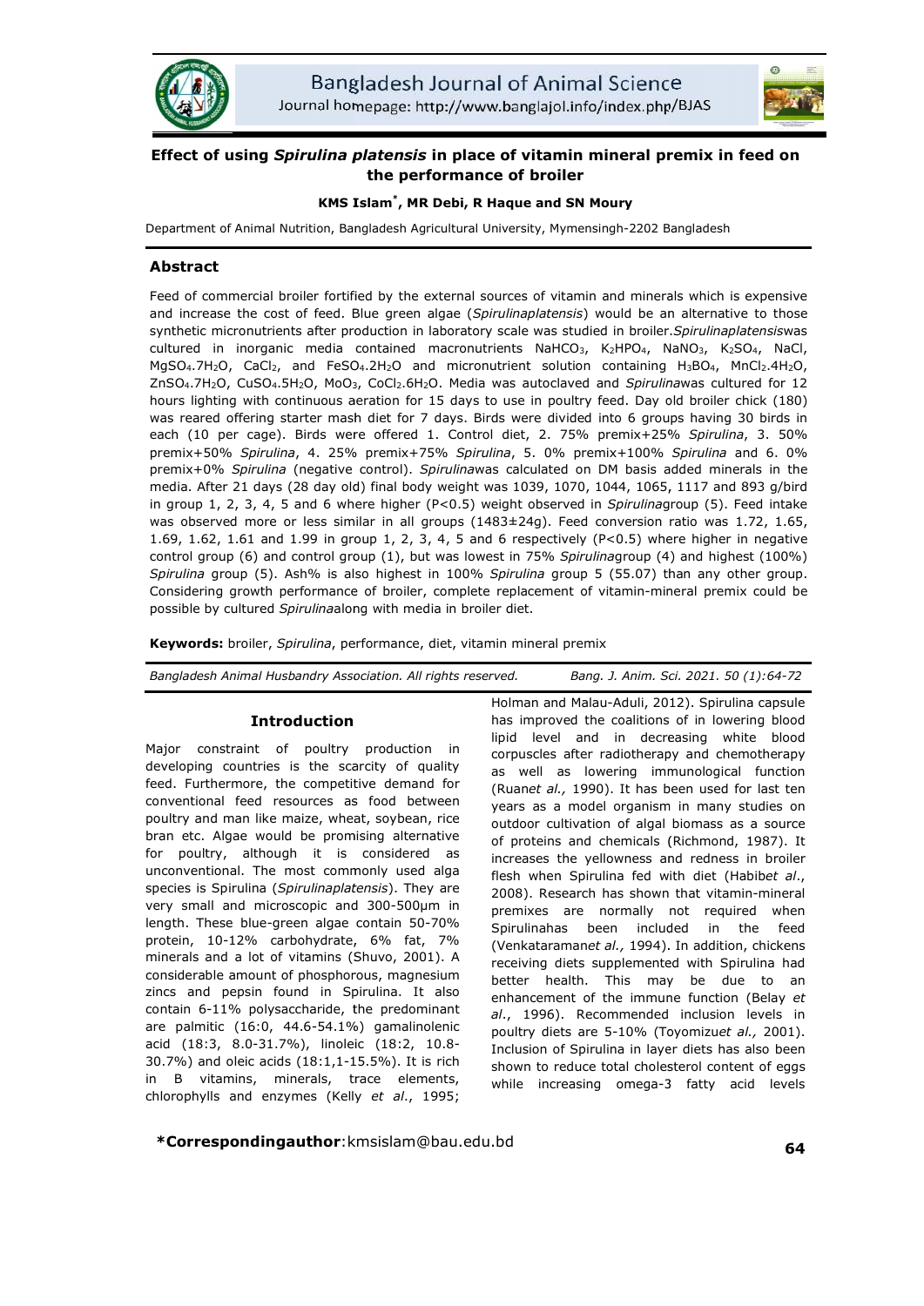# Effect of using *Spirulina platensis* in place of vitamin mineral premix in feed on the performance of broiler

**KMS Islam*, MR Debi, R Haque and SN Moury**

Department of Animal Nutrition, Bangladesh Agricultural University, Mymensingh-2202 Bangladesh

## Abstract

Feed of commercial broiler fortified by the external sources of vitamin and minerals which is expensive and increase the cost of feed. Blue green algae (*Spirulinaplatensis*) would be an alternative to those synthetic micronutrients after production in laboratory scale was studied in broiler.*Spirulinaplatensis*was cultured in inorganic media contained macronutrients $NaHCO_3$, $K_2HPO_4$, $NaNO_3$, $K_2SO_4$, NaCl, $MgSO_4.7H_2O$, $CaCl_2$, and $FeSO_4.2H_2O$ and micronutrient solution containing $H_3BO_4$, $MnCl_2.4H_2O$, $ZnSO_4.7H_2O$, $CuSO_4.5H_2O$, $MoO_3$, $CoCl_2.6H_2O$. Media was autoclaved and *Spirulina*was cultured for 12 hours lighting with continuous aeration for 15 days to use in poultry feed. Day old broiler chick (180) was reared offering starter mash diet for 7 days. Birds were divided into 6 groups having 30 birds in each (10 per cage). Birds were offered 1. Control diet, 2. 75% premix+25% *Spirulina*, 3. 50% premix+50% *Spirulina*, 4. 25% premix+75% *Spirulina*, 5. 0% premix+100% *Spirulina* and 6. 0% premix+0% *Spirulina* (negative control). *Spirulina*was calculated on DM basis added minerals in the media. After 21 days (28 day old) final body weight was 1039, 1070, 1044, 1065, 1117 and 893 g/bird in group 1, 2, 3, 4, 5 and 6 where higher ($P<0.5$) weight observed in *Spirulina*group (5). Feed intake was observed more or less similar in all groups (1483±24g). Feed conversion ratio was 1.72, 1.65, 1.69, 1.62, 1.61 and 1.99 in group 1, 2, 3, 4, 5 and 6 respectively ($P<0.5$) where higher in negative control group (6) and control group (1), but was lowest in 75% *Spirulina*group (4) and highest (100%) *Spirulina* group (5). Ash% is also highest in 100% *Spirulina* group 5 (55.07) than any other group. Considering growth performance of broiler, complete replacement of vitamin-mineral premix could be possible by cultured *Spirulina*along with media in broiler diet.

**Keywords:** broiler, *Spirulina*, performance, diet, vitamin mineral premix

*Bangladesh Animal Husbandry Association. All rights reserved.*

## Introduction

Major constraint of poultry production in developing countries is the scarcity of quality feed. Furthermore, the competitive demand for conventional feed resources as food between poultry and man like maize, wheat, soybean, rice bran etc. Algae would be promising alternative for poultry, although it is considered as unconventional. The most commonly used alga species is Spirulina (*Spirulinaplatensis*). They are very small and microscopic and 300-500µm in length. These blue-green algae contain 50-70% protein, 10-12% carbohydrate, 6% fat, 7% minerals and a lot of vitamins (Shuvo, 2001). A considerable amount of phosphorous, magnesium zincs and pepsin found in Spirulina. It also contain 6-11% polysaccharide, the predominant are palmitic (16:0, 44.6-54.1%) gamalinolenic acid (18:3, 8.0-31.7%), linoleic (18:2, 10.8-30.7%) and oleic acids (18:1,1-15.5%). It is rich in B vitamins, minerals, trace elements, chlorophylls and enzymes (Kelly *et al*., 1995; Holman and Malau-Aduli, 2012). Spirulina capsule has improved the coalitions of in lowering blood lipid level and in decreasing white blood corpuscles after radiotherapy and chemotherapy as well as lowering immunological function (Ruan*et al.,* 1990). It has been used for last ten years as a model organism in many studies on outdoor cultivation of algal biomass as a source of proteins and chemicals (Richmond, 1987). It increases the yellowness and redness in broiler flesh when Spirulina fed with diet (Habib*et al*., 2008). Research has shown that vitamin-mineral premixes are normally not required when Spirulinahas been included in the feed (Venkataraman*et al.,* 1994). In addition, chickens receiving diets supplemented with Spirulina had better health. This may be due to an enhancement of the immune function (Belay *et al*., 1996). Recommended inclusion levels in poultry diets are 5-10% (Toyomizu*et al.,* 2001). Inclusion of Spirulina in layer diets has also been shown to reduce total cholesterol content of eggs while increasing omega-3 fatty acid levels

**\*Correspondingauthor**:kmsislam@bau.edu.bd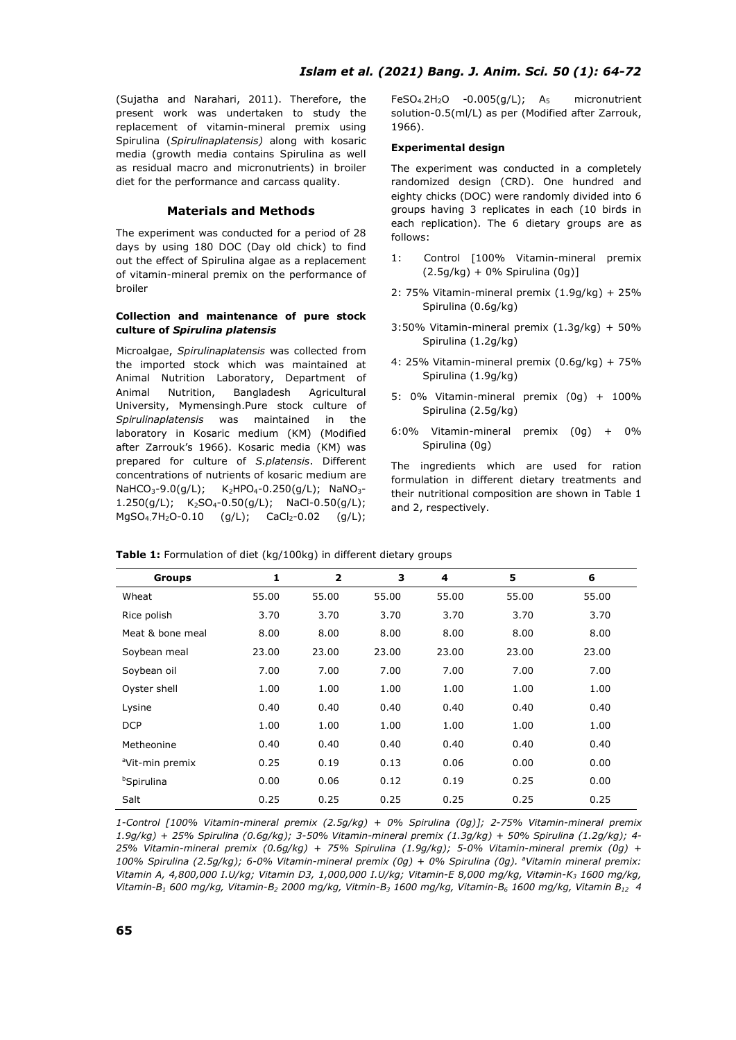(Sujatha and Narahari, 2011). Therefore, the present work was undertaken to study the replacement of vitamin-mineral premix using Spirulina (*Spirulinaplatensis)* along with kosaric media (growth media contains Spirulina as well as residual macro and micronutrients) in broiler diet for the performance and carcass quality.

## Materials and Methods

The experiment was conducted for a period of 28 days by using 180 DOC (Day old chick) to find out the effect of Spirulina algae as a replacement of vitamin-mineral premix on the performance of broiler

### Collection and maintenance of pure stock culture of *Spirulina platensis*

Microalgae, *Spirulinaplatensis* was collected from the imported stock which was maintained at Animal Nutrition Laboratory, Department of Animal Nutrition, Bangladesh Agricultural University, Mymensingh.Pure stock culture of *Spirulinaplatensis* was maintained in the laboratory in Kosaric medium (KM) (Modified after Zarrouk's 1966). Kosaric media (KM) was prepared for culture of *S.platensis*. Different concentrations of nutrients of kosaric medium are $NaHCO_3$-9.0(g/L); $K_2HPO_4$-0.250(g/L); $NaNO_3$-1.250(g/L); $K_2SO_4$-0.50(g/L); NaCl-0.50(g/L); $MgSO_4.7H_2O$-0.10 (g/L); $CaCl_2$-0.02 (g/L); $FeSO_4.2H_2O$ -0.005(g/L); $A_5$ micronutrient solution-0.5(ml/L) as per (Modified after Zarrouk, 1966).

### Experimental design

The experiment was conducted in a completely randomized design (CRD). One hundred and eighty chicks (DOC) were randomly divided into 6 groups having 3 replicates in each (10 birds in each replication). The 6 dietary groups are as follows:

1: Control [100% Vitamin-mineral premix (2.5g/kg) + 0% Spirulina (0g)]

2: 75% Vitamin-mineral premix (1.9g/kg) + 25% Spirulina (0.6g/kg)

3:50% Vitamin-mineral premix (1.3g/kg) + 50% Spirulina (1.2g/kg)

4: 25% Vitamin-mineral premix (0.6g/kg) + 75% Spirulina (1.9g/kg)

5: 0% Vitamin-mineral premix (0g) + 100% Spirulina (2.5g/kg)

6:0% Vitamin-mineral premix (0g) + 0% Spirulina (0g)

The ingredients which are used for ration formulation in different dietary treatments and their nutritional composition are shown in Table 1 and 2, respectively.

**Table 1:** Formulation of diet (kg/100kg) in different dietary groups

| Groups | 1 | 2 | 3 | 4 | 5 | 6 |
|---|---|---|---|---|---|---|
| Wheat | 55.00 | 55.00 | 55.00 | 55.00 | 55.00 | 55.00 |
| Rice polish | 3.70 | 3.70 | 3.70 | 3.70 | 3.70 | 3.70 |
| Meat & bone meal | 8.00 | 8.00 | 8.00 | 8.00 | 8.00 | 8.00 |
| Soybean meal | 23.00 | 23.00 | 23.00 | 23.00 | 23.00 | 23.00 |
| Soybean oil | 7.00 | 7.00 | 7.00 | 7.00 | 7.00 | 7.00 |
| Oyster shell | 1.00 | 1.00 | 1.00 | 1.00 | 1.00 | 1.00 |
| Lysine | 0.40 | 0.40 | 0.40 | 0.40 | 0.40 | 0.40 |
| DCP | 1.00 | 1.00 | 1.00 | 1.00 | 1.00 | 1.00 |
| Metheonine | 0.40 | 0.40 | 0.40 | 0.40 | 0.40 | 0.40 |
| [a]Vit-min premix | 0.25 | 0.19 | 0.13 | 0.06 | 0.00 | 0.00 |
| [b]Spirulina | 0.00 | 0.06 | 0.12 | 0.19 | 0.25 | 0.00 |
| Salt | 0.25 | 0.25 | 0.25 | 0.25 | 0.25 | 0.25 |

*1-Control [100% Vitamin-mineral premix (2.5g/kg) + 0% Spirulina (0g)]; 2-75% Vitamin-mineral premix 1.9g/kg) + 25% Spirulina (0.6g/kg); 3-50% Vitamin-mineral premix (1.3g/kg) + 50% Spirulina (1.2g/kg); 4-25% Vitamin-mineral premix (0.6g/kg) + 75% Spirulina (1.9g/kg); 5-0% Vitamin-mineral premix (0g) + 100% Spirulina (2.5g/kg); 6-0% Vitamin-mineral premix (0g) + 0% Spirulina (0g). [a]Vitamin mineral premix: Vitamin A, 4,800,000 I.U/kg; Vitamin D3, 1,000,000 I.U/kg; Vitamin-E 8,000 mg/kg, Vitamin-$K_3$ 1600 mg/kg, Vitamin-$B_1$ 600 mg/kg, Vitamin-$B_2$ 2000 mg/kg, Vitmin-$B_3$ 1600 mg/kg, Vitamin-$B_6$ 1600 mg/kg, Vitamin $B_{12}$ 4*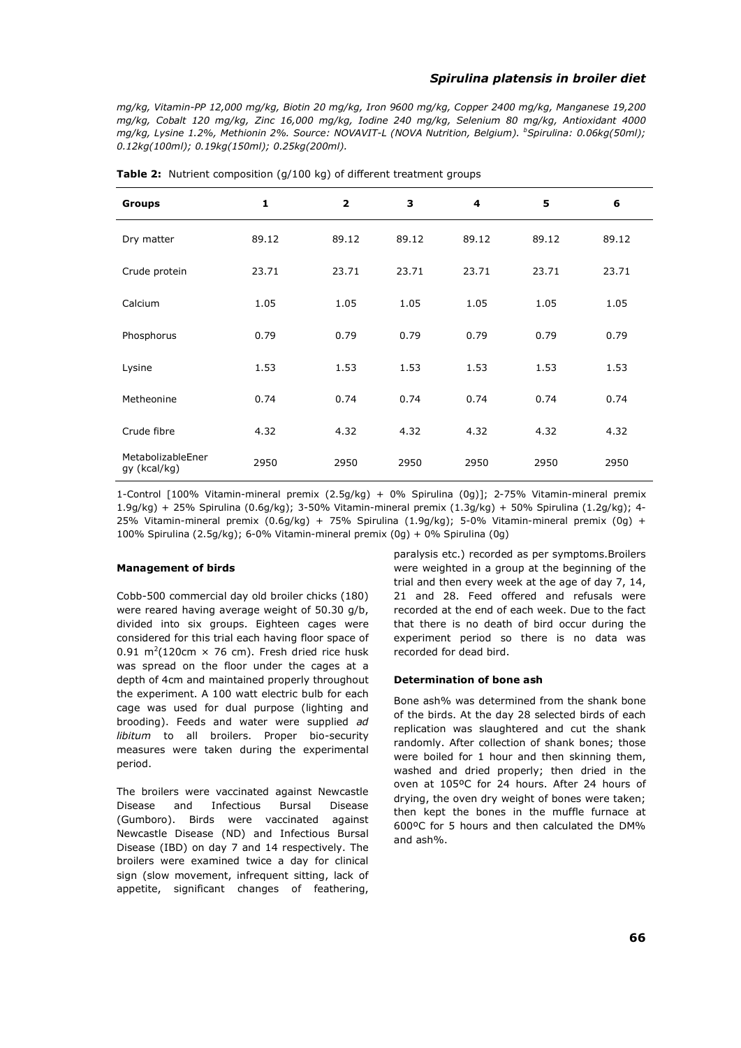*mg/kg, Vitamin-PP 12,000 mg/kg, Biotin 20 mg/kg, Iron 9600 mg/kg, Copper 2400 mg/kg, Manganese 19,200 mg/kg, Cobalt 120 mg/kg, Zinc 16,000 mg/kg, Iodine 240 mg/kg, Selenium 80 mg/kg, Antioxidant 4000 mg/kg, Lysine 1.2%, Methionin 2%. Source: NOVAVIT-L (NOVA Nutrition, Belgium).* [b]*Spirulina: 0.06kg(50ml); 0.12kg(100ml); 0.19kg(150ml); 0.25kg(200ml).*

**Table 2:** Nutrient composition (g/100 kg) of different treatment groups

| Groups | 1 | 2 | 3 | 4 | 5 | 6 |
|---|---|---|---|---|---|---|
| Dry matter | 89.12 | 89.12 | 89.12 | 89.12 | 89.12 | 89.12 |
| Crude protein | 23.71 | 23.71 | 23.71 | 23.71 | 23.71 | 23.71 |
| Calcium | 1.05 | 1.05 | 1.05 | 1.05 | 1.05 | 1.05 |
| Phosphorus | 0.79 | 0.79 | 0.79 | 0.79 | 0.79 | 0.79 |
| Lysine | 1.53 | 1.53 | 1.53 | 1.53 | 1.53 | 1.53 |
| Metheonine | 0.74 | 0.74 | 0.74 | 0.74 | 0.74 | 0.74 |
| Crude fibre | 4.32 | 4.32 | 4.32 | 4.32 | 4.32 | 4.32 |
| MetabolizableEnergy (kcal/kg) | 2950 | 2950 | 2950 | 2950 | 2950 | 2950 |

1-Control [100% Vitamin-mineral premix (2.5g/kg) + 0% Spirulina (0g)]; 2-75% Vitamin-mineral premix 1.9g/kg) + 25% Spirulina (0.6g/kg); 3-50% Vitamin-mineral premix (1.3g/kg) + 50% Spirulina (1.2g/kg); 4-25% Vitamin-mineral premix (0.6g/kg) + 75% Spirulina (1.9g/kg); 5-0% Vitamin-mineral premix (0g) + 100% Spirulina (2.5g/kg); 6-0% Vitamin-mineral premix (0g) + 0% Spirulina (0g)

#### Management of birds

Cobb-500 commercial day old broiler chicks (180) were reared having average weight of 50.30 g/b, divided into six groups. Eighteen cages were considered for this trial each having floor space of 0.91 $m^2$(120cm × 76 cm). Fresh dried rice husk was spread on the floor under the cages at a depth of 4cm and maintained properly throughout the experiment. A 100 watt electric bulb for each cage was used for dual purpose (lighting and brooding). Feeds and water were supplied *ad libitum* to all broilers. Proper bio-security measures were taken during the experimental period.

The broilers were vaccinated against Newcastle Disease and Infectious Bursal Disease (Gumboro). Birds were vaccinated against Newcastle Disease (ND) and Infectious Bursal Disease (IBD) on day 7 and 14 respectively. The broilers were examined twice a day for clinical sign (slow movement, infrequent sitting, lack of appetite, significant changes of feathering, paralysis etc.) recorded as per symptoms.Broilers were weighted in a group at the beginning of the trial and then every week at the age of day 7, 14, 21 and 28. Feed offered and refusals were recorded at the end of each week. Due to the fact that there is no death of bird occur during the experiment period so there is no data was recorded for dead bird.

#### Determination of bone ash

Bone ash% was determined from the shank bone of the birds. At the day 28 selected birds of each replication was slaughtered and cut the shank randomly. After collection of shank bones; those were boiled for 1 hour and then skinning them, washed and dried properly; then dried in the oven at 105ºC for 24 hours. After 24 hours of drying, the oven dry weight of bones were taken; then kept the bones in the muffle furnace at 600ºC for 5 hours and then calculated the DM% and ash%.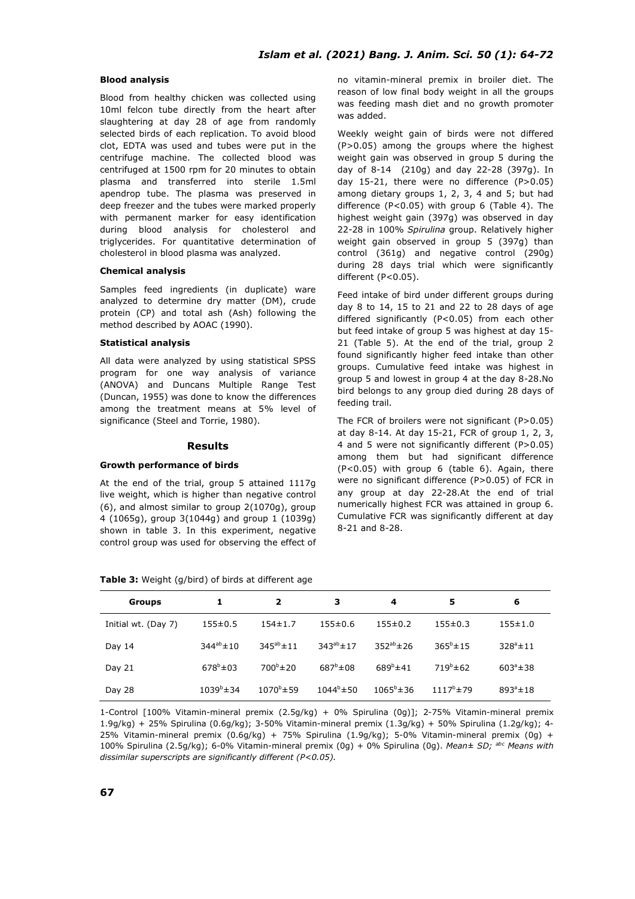#### Blood analysis

Blood from healthy chicken was collected using 10ml felcon tube directly from the heart after slaughtering at day 28 of age from randomly selected birds of each replication. To avoid blood clot, EDTA was used and tubes were put in the centrifuge machine. The collected blood was centrifuged at 1500 rpm for 20 minutes to obtain plasma and transferred into sterile 1.5ml apendrop tube. The plasma was preserved in deep freezer and the tubes were marked properly with permanent marker for easy identification during blood analysis for cholesterol and triglycerides. For quantitative determination of cholesterol in blood plasma was analyzed.

#### Chemical analysis

Samples feed ingredients (in duplicate) ware analyzed to determine dry matter (DM), crude protein (CP) and total ash (Ash) following the method described by AOAC (1990).

#### Statistical analysis

All data were analyzed by using statistical SPSS program for one way analysis of variance (ANOVA) and Duncans Multiple Range Test (Duncan, 1955) was done to know the differences among the treatment means at 5% level of significance (Steel and Torrie, 1980).

### Results

#### Growth performance of birds

At the end of the trial, group 5 attained 1117g live weight, which is higher than negative control (6), and almost similar to group 2(1070g), group 4 (1065g), group 3(1044g) and group 1 (1039g) shown in table 3. In this experiment, negative control group was used for observing the effect of no vitamin-mineral premix in broiler diet. The reason of low final body weight in all the groups was feeding mash diet and no growth promoter was added.

Weekly weight gain of birds were not differed (P>0.05) among the groups where the highest weight gain was observed in group 5 during the day of 8-14 (210g) and day 22-28 (397g). In day 15-21, there were no difference (P>0.05) among dietary groups 1, 2, 3, 4 and 5; but had difference (P<0.05) with group 6 (Table 4). The highest weight gain (397g) was observed in day 22-28 in 100% *Spirulina* group. Relatively higher weight gain observed in group 5 (397g) than control (361g) and negative control (290g) during 28 days trial which were significantly different (P<0.05).

Feed intake of bird under different groups during day 8 to 14, 15 to 21 and 22 to 28 days of age differed significantly (P<0.05) from each other but feed intake of group 5 was highest at day 15-21 (Table 5). At the end of the trial, group 2 found significantly higher feed intake than other groups. Cumulative feed intake was highest in group 5 and lowest in group 4 at the day 8-28.No bird belongs to any group died during 28 days of feeding trail.

The FCR of broilers were not significant (P>0.05) at day 8-14. At day 15-21, FCR of group 1, 2, 3, 4 and 5 were not significantly different (P>0.05) among them but had significant difference (P<0.05) with group 6 (table 6). Again, there were no significant difference (P>0.05) of FCR in any group at day 22-28.At the end of trial numerically highest FCR was attained in group 6. Cumulative FCR was significantly different at day 8-21 and 8-28.

**Table 3:** Weight (g/bird) of birds at different age

| Groups | 1 | 2 | 3 | 4 | 5 | 6 |
|---|---|---|---|---|---|---|
| Initial wt. (Day 7) | 155±0.5 | 154±1.7 | 155±0.6 | 155±0.2 | 155±0.3 | 155±1.0 |
| Day 14 | $344^{ab}$±10 | $345^{ab}$±11 | $343^{ab}$±17 | $352^{ab}$±26 | $365^{b}$±15 | $328^{a}$±11 |
| Day 21 | $678^{b}$±03 | $700^{b}$±20 | $687^{b}$±08 | $689^{b}$±41 | $719^{b}$±62 | $603^{a}$±38 |
| Day 28 | $1039^{b}$±34 | $1070^{b}$±59 | $1044^{b}$±50 | $1065^{b}$±36 | $1117^{b}$±79 | $893^{a}$±18 |

1-Control [100% Vitamin-mineral premix (2.5g/kg) + 0% Spirulina (0g)]; 2-75% Vitamin-mineral premix 1.9g/kg) + 25% Spirulina (0.6g/kg); 3-50% Vitamin-mineral premix (1.3g/kg) + 50% Spirulina (1.2g/kg); 4-25% Vitamin-mineral premix (0.6g/kg) + 75% Spirulina (1.9g/kg); 5-0% Vitamin-mineral premix (0g) + 100% Spirulina (2.5g/kg); 6-0% Vitamin-mineral premix (0g) + 0% Spirulina (0g). *Mean± SD; abc Means with dissimilar superscripts are significantly different (P<0.05).*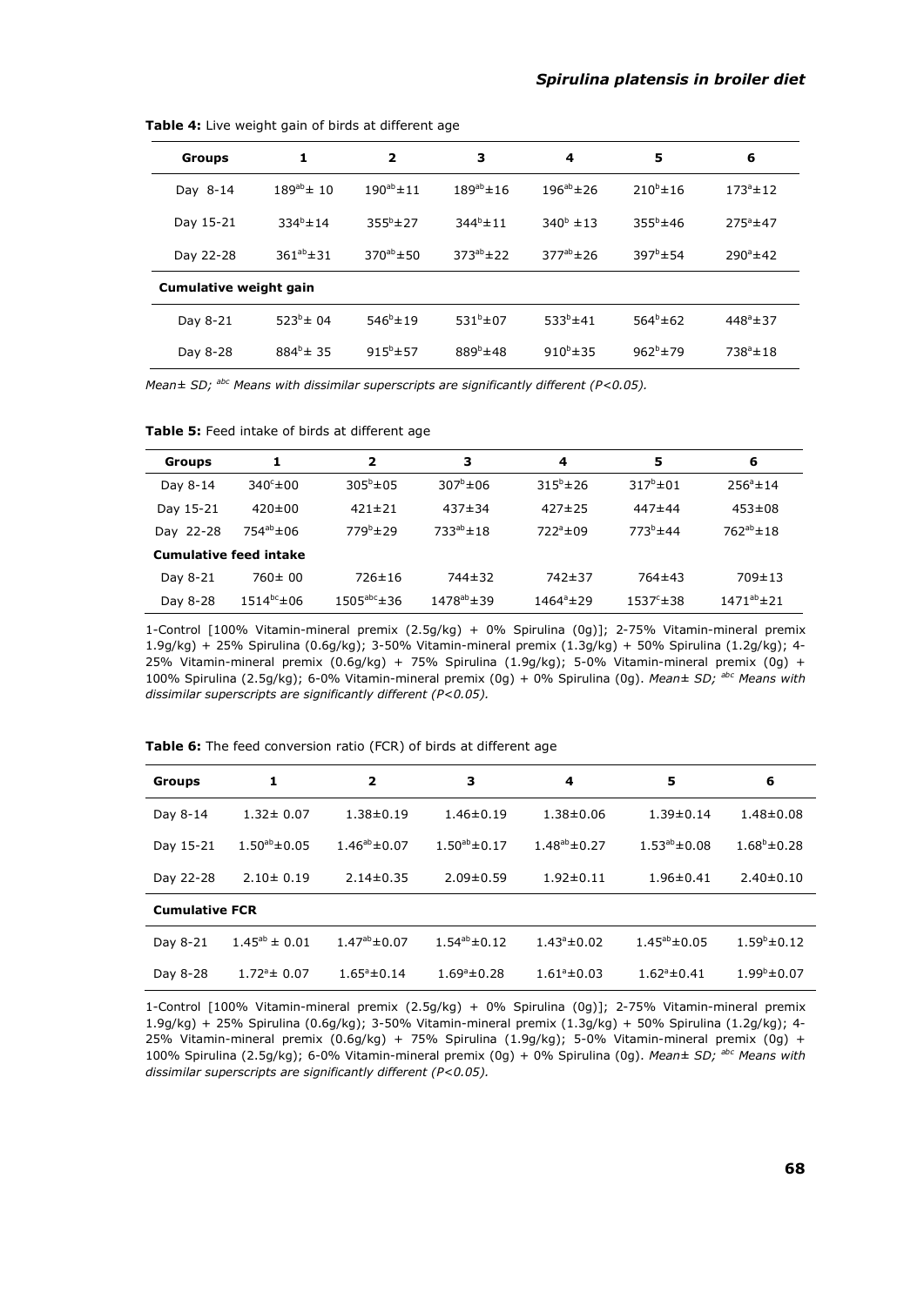**Table 4:** Live weight gain of birds at different age

| Groups | 1 | 2 | 3 | 4 | 5 | 6 |
|---|---|---|---|---|---|---|
| Day 8-14 | $189^{ab}\pm 10$ | $190^{ab}\pm 11$ | $189^{ab}\pm 16$ | $196^{ab}\pm 26$ | $210^{b}\pm 16$ | $173^{a}\pm 12$ |
| Day 15-21 | $334^{b}\pm 14$ | $355^{b}\pm 27$ | $344^{b}\pm 11$ | $340^{b}\pm 13$ | $355^{b}\pm 46$ | $275^{a}\pm 47$ |
| Day 22-28 | $361^{ab}\pm 31$ | $370^{ab}\pm 50$ | $373^{ab}\pm 22$ | $377^{ab}\pm 26$ | $397^{b}\pm 54$ | $290^{a}\pm 42$ |
| **Cumulative weight gain** | | | | | | |
| Day 8-21 | $523^{b}\pm 04$ | $546^{b}\pm 19$ | $531^{b}\pm 07$ | $533^{b}\pm 41$ | $564^{b}\pm 62$ | $448^{a}\pm 37$ |
| Day 8-28 | $884^{b}\pm 35$ | $915^{b}\pm 57$ | $889^{b}\pm 48$ | $910^{b}\pm 35$ | $962^{b}\pm 79$ | $738^{a}\pm 18$ |

*Mean± SD; [abc] Means with dissimilar superscripts are significantly different (P<0.05).*

**Table 5:** Feed intake of birds at different age

| Groups | 1 | 2 | 3 | 4 | 5 | 6 |
|---|---|---|---|---|---|---|
| Day 8-14 | $340^{c}\pm 00$ | $305^{b}\pm 05$ | $307^{b}\pm 06$ | $315^{b}\pm 26$ | $317^{b}\pm 01$ | $256^{a}\pm 14$ |
| Day 15-21 | 420±00 | 421±21 | 437±34 | 427±25 | 447±44 | 453±08 |
| Day 22-28 | $754^{ab}\pm 06$ | $779^{b}\pm 29$ | $733^{ab}\pm 18$ | $722^{a}\pm 09$ | $773^{b}\pm 44$ | $762^{ab}\pm 18$ |
| **Cumulative feed intake** | | | | | | |
| Day 8-21 | 760± 00 | 726±16 | 744±32 | 742±37 | 764±43 | 709±13 |
| Day 8-28 | $1514^{bc}\pm 06$ | $1505^{abc}\pm 36$ | $1478^{ab}\pm 39$ | $1464^{a}\pm 29$ | $1537^{c}\pm 38$ | $1471^{ab}\pm 21$ |

1-Control [100% Vitamin-mineral premix (2.5g/kg) + 0% Spirulina (0g)]; 2-75% Vitamin-mineral premix 1.9g/kg) + 25% Spirulina (0.6g/kg); 3-50% Vitamin-mineral premix (1.3g/kg) + 50% Spirulina (1.2g/kg); 4-25% Vitamin-mineral premix (0.6g/kg) + 75% Spirulina (1.9g/kg); 5-0% Vitamin-mineral premix (0g) + 100% Spirulina (2.5g/kg); 6-0% Vitamin-mineral premix (0g) + 0% Spirulina (0g). *Mean± SD; [abc] Means with dissimilar superscripts are significantly different (P<0.05).*

**Table 6:** The feed conversion ratio (FCR) of birds at different age

| Groups | 1 | 2 | 3 | 4 | 5 | 6 |
|---|---|---|---|---|---|---|
| Day 8-14 | 1.32± 0.07 | 1.38±0.19 | 1.46±0.19 | 1.38±0.06 | 1.39±0.14 | 1.48±0.08 |
| Day 15-21 | $1.50^{ab}\pm 0.05$ | $1.46^{ab}\pm 0.07$ | $1.50^{ab}\pm 0.17$ | $1.48^{ab}\pm 0.27$ | $1.53^{ab}\pm 0.08$ | $1.68^{b}\pm 0.28$ |
| Day 22-28 | 2.10± 0.19 | 2.14±0.35 | 2.09±0.59 | 1.92±0.11 | 1.96±0.41 | 2.40±0.10 |
| **Cumulative FCR** | | | | | | |
| Day 8-21 | $1.45^{ab}\pm 0.01$ | $1.47^{ab}\pm 0.07$ | $1.54^{ab}\pm 0.12$ | $1.43^{a}\pm 0.02$ | $1.45^{ab}\pm 0.05$ | $1.59^{b}\pm 0.12$ |
| Day 8-28 | $1.72^{a}\pm 0.07$ | $1.65^{a}\pm 0.14$ | $1.69^{a}\pm 0.28$ | $1.61^{a}\pm 0.03$ | $1.62^{a}\pm 0.41$ | $1.99^{b}\pm 0.07$ |

1-Control [100% Vitamin-mineral premix (2.5g/kg) + 0% Spirulina (0g)]; 2-75% Vitamin-mineral premix 1.9g/kg) + 25% Spirulina (0.6g/kg); 3-50% Vitamin-mineral premix (1.3g/kg) + 50% Spirulina (1.2g/kg); 4-25% Vitamin-mineral premix (0.6g/kg) + 75% Spirulina (1.9g/kg); 5-0% Vitamin-mineral premix (0g) + 100% Spirulina (2.5g/kg); 6-0% Vitamin-mineral premix (0g) + 0% Spirulina (0g). *Mean± SD; [abc] Means with dissimilar superscripts are significantly different (P<0.05).*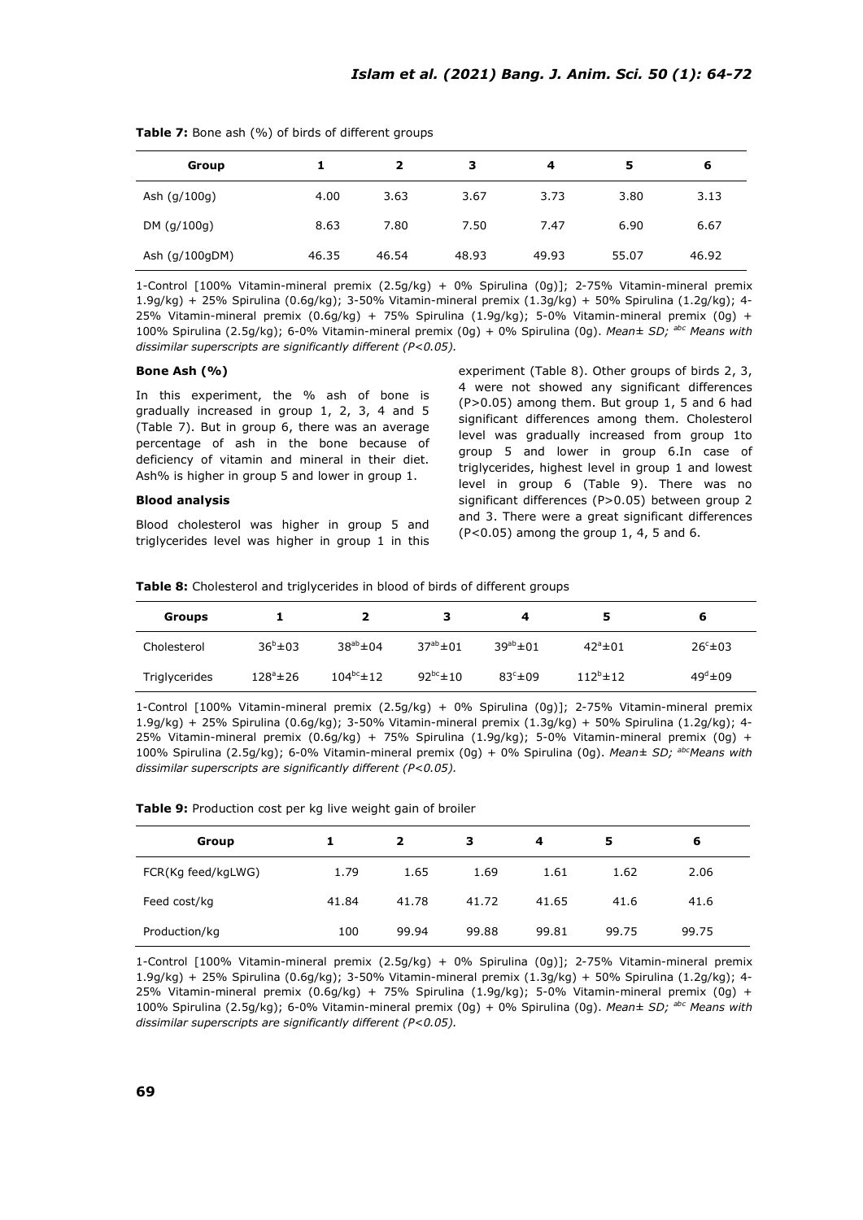**Table 7:** Bone ash (%) of birds of different groups

| Group | 1 | 2 | 3 | 4 | 5 | 6 |
|---|---|---|---|---|---|---|
| Ash (g/100g) | 4.00 | 3.63 | 3.67 | 3.73 | 3.80 | 3.13 |
| DM (g/100g) | 8.63 | 7.80 | 7.50 | 7.47 | 6.90 | 6.67 |
| Ash (g/100gDM) | 46.35 | 46.54 | 48.93 | 49.93 | 55.07 | 46.92 |

1-Control [100% Vitamin-mineral premix (2.5g/kg) + 0% Spirulina (0g)]; 2-75% Vitamin-mineral premix 1.9g/kg) + 25% Spirulina (0.6g/kg); 3-50% Vitamin-mineral premix (1.3g/kg) + 50% Spirulina (1.2g/kg); 4-25% Vitamin-mineral premix (0.6g/kg) + 75% Spirulina (1.9g/kg); 5-0% Vitamin-mineral premix (0g) + 100% Spirulina (2.5g/kg); 6-0% Vitamin-mineral premix (0g) + 0% Spirulina (0g). *Mean± SD; [abc] Means with dissimilar superscripts are significantly different (P<0.05).*

#### Bone Ash (%)

In this experiment, the % ash of bone is gradually increased in group 1, 2, 3, 4 and 5 (Table 7). But in group 6, there was an average percentage of ash in the bone because of deficiency of vitamin and mineral in their diet. Ash% is higher in group 5 and lower in group 1.

#### Blood analysis

Blood cholesterol was higher in group 5 and triglycerides level was higher in group 1 in this experiment (Table 8). Other groups of birds 2, 3, 4 were not showed any significant differences (P>0.05) among them. But group 1, 5 and 6 had significant differences among them. Cholesterol level was gradually increased from group 1to group 5 and lower in group 6.In case of triglycerides, highest level in group 1 and lowest level in group 6 (Table 9). There was no significant differences (P>0.05) between group 2 and 3. There were a great significant differences (P<0.05) among the group 1, 4, 5 and 6.

**Table 8:** Cholesterol and triglycerides in blood of birds of different groups

| Groups | 1 | 2 | 3 | 4 | 5 | 6 |
|---|---|---|---|---|---|---|
| Cholesterol | $36^{b}$±03 | $38^{ab}$±04 | $37^{ab}$±01 | $39^{ab}$±01 | $42^{a}$±01 | $26^{c}$±03 |
| Triglycerides | $128^{a}$±26 | $104^{bc}$±12 | $92^{bc}$±10 | $83^{c}$±09 | $112^{b}$±12 | $49^{d}$±09 |

1-Control [100% Vitamin-mineral premix (2.5g/kg) + 0% Spirulina (0g)]; 2-75% Vitamin-mineral premix 1.9g/kg) + 25% Spirulina (0.6g/kg); 3-50% Vitamin-mineral premix (1.3g/kg) + 50% Spirulina (1.2g/kg); 4-25% Vitamin-mineral premix (0.6g/kg) + 75% Spirulina (1.9g/kg); 5-0% Vitamin-mineral premix (0g) + 100% Spirulina (2.5g/kg); 6-0% Vitamin-mineral premix (0g) + 0% Spirulina (0g). *Mean± SD; [abc]Means with dissimilar superscripts are significantly different (P<0.05).*

**Table 9:** Production cost per kg live weight gain of broiler

| Group | 1 | 2 | 3 | 4 | 5 | 6 |
|---|---|---|---|---|---|---|
| FCR(Kg feed/kgLWG) | 1.79 | 1.65 | 1.69 | 1.61 | 1.62 | 2.06 |
| Feed cost/kg | 41.84 | 41.78 | 41.72 | 41.65 | 41.6 | 41.6 |
| Production/kg | 100 | 99.94 | 99.88 | 99.81 | 99.75 | 99.75 |

1-Control [100% Vitamin-mineral premix (2.5g/kg) + 0% Spirulina (0g)]; 2-75% Vitamin-mineral premix 1.9g/kg) + 25% Spirulina (0.6g/kg); 3-50% Vitamin-mineral premix (1.3g/kg) + 50% Spirulina (1.2g/kg); 4-25% Vitamin-mineral premix (0.6g/kg) + 75% Spirulina (1.9g/kg); 5-0% Vitamin-mineral premix (0g) + 100% Spirulina (2.5g/kg); 6-0% Vitamin-mineral premix (0g) + 0% Spirulina (0g). *Mean± SD; [abc] Means with dissimilar superscripts are significantly different (P<0.05).*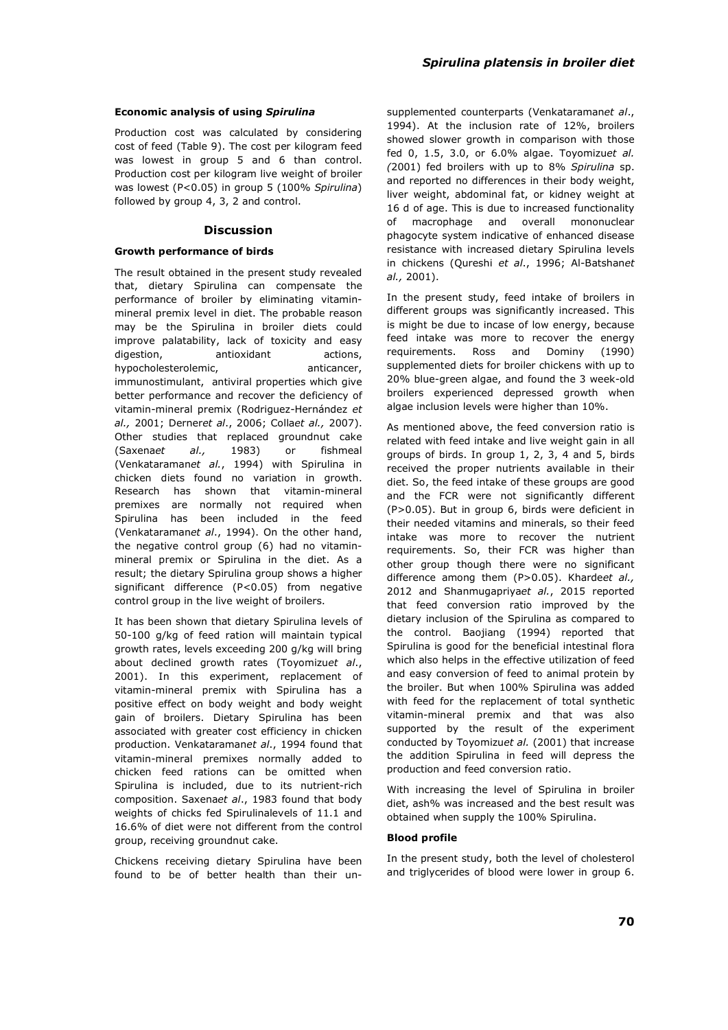#### Economic analysis of using *Spirulina*

Production cost was calculated by considering cost of feed (Table 9). The cost per kilogram feed was lowest in group 5 and 6 than control. Production cost per kilogram live weight of broiler was lowest (P<0.05) in group 5 (100% *Spirulina*) followed by group 4, 3, 2 and control.

## Discussion

#### Growth performance of birds

The result obtained in the present study revealed that, dietary Spirulina can compensate the performance of broiler by eliminating vitamin-mineral premix level in diet. The probable reason may be the Spirulina in broiler diets could improve palatability, lack of toxicity and easy digestion, antioxidant actions, hypocholesterolemic, anticancer, immunostimulant, antiviral properties which give better performance and recover the deficiency of vitamin-mineral premix (Rodriguez-Hernández *et al.,* 2001; Derner*et al*., 2006; Colla*et al.,* 2007). Other studies that replaced groundnut cake (Saxena*et al.,* 1983) or fishmeal (Venkataraman*et al.*, 1994) with Spirulina in chicken diets found no variation in growth. Research has shown that vitamin-mineral premixes are normally not required when Spirulina has been included in the feed (Venkataraman*et al*., 1994). On the other hand, the negative control group (6) had no vitamin-mineral premix or Spirulina in the diet. As a result; the dietary Spirulina group shows a higher significant difference (P<0.05) from negative control group in the live weight of broilers.

It has been shown that dietary Spirulina levels of 50-100 g/kg of feed ration will maintain typical growth rates, levels exceeding 200 g/kg will bring about declined growth rates (Toyomizu*et al*., 2001). In this experiment, replacement of vitamin-mineral premix with Spirulina has a positive effect on body weight and body weight gain of broilers. Dietary Spirulina has been associated with greater cost efficiency in chicken production. Venkataraman*et al*., 1994 found that vitamin-mineral premixes normally added to chicken feed rations can be omitted when Spirulina is included, due to its nutrient-rich composition. Saxena*et al*., 1983 found that body weights of chicks fed Spirulinalevels of 11.1 and 16.6% of diet were not different from the control group, receiving groundnut cake.

Chickens receiving dietary Spirulina have been found to be of better health than their un-supplemented counterparts (Venkataraman*et al*., 1994). At the inclusion rate of 12%, broilers showed slower growth in comparison with those fed 0, 1.5, 3.0, or 6.0% algae. Toyomizu*et al. (*2001) fed broilers with up to 8% *Spirulina* sp. and reported no differences in their body weight, liver weight, abdominal fat, or kidney weight at 16 d of age. This is due to increased functionality of macrophage and overall mononuclear phagocyte system indicative of enhanced disease resistance with increased dietary Spirulina levels in chickens (Qureshi *et al*., 1996; Al-Batshan*et al.,* 2001).

In the present study, feed intake of broilers in different groups was significantly increased. This is might be due to incase of low energy, because feed intake was more to recover the energy requirements. Ross and Dominy (1990) supplemented diets for broiler chickens with up to 20% blue-green algae, and found the 3 week-old broilers experienced depressed growth when algae inclusion levels were higher than 10%.

As mentioned above, the feed conversion ratio is related with feed intake and live weight gain in all groups of birds. In group 1, 2, 3, 4 and 5, birds received the proper nutrients available in their diet. So, the feed intake of these groups are good and the FCR were not significantly different (P>0.05). But in group 6, birds were deficient in their needed vitamins and minerals, so their feed intake was more to recover the nutrient requirements. So, their FCR was higher than other group though there were no significant difference among them (P>0.05). Kharde*et al.,* 2012 and Shanmugapriya*et al.*, 2015 reported that feed conversion ratio improved by the dietary inclusion of the Spirulina as compared to the control. Baojiang (1994) reported that Spirulina is good for the beneficial intestinal flora which also helps in the effective utilization of feed and easy conversion of feed to animal protein by the broiler. But when 100% Spirulina was added with feed for the replacement of total synthetic vitamin-mineral premix and that was also supported by the result of the experiment conducted by Toyomizu*et al*. (2001) that increase the addition Spirulina in feed will depress the production and feed conversion ratio.

With increasing the level of Spirulina in broiler diet, ash% was increased and the best result was obtained when supply the 100% Spirulina.

#### Blood profile

In the present study, both the level of cholesterol and triglycerides of blood were lower in group 6.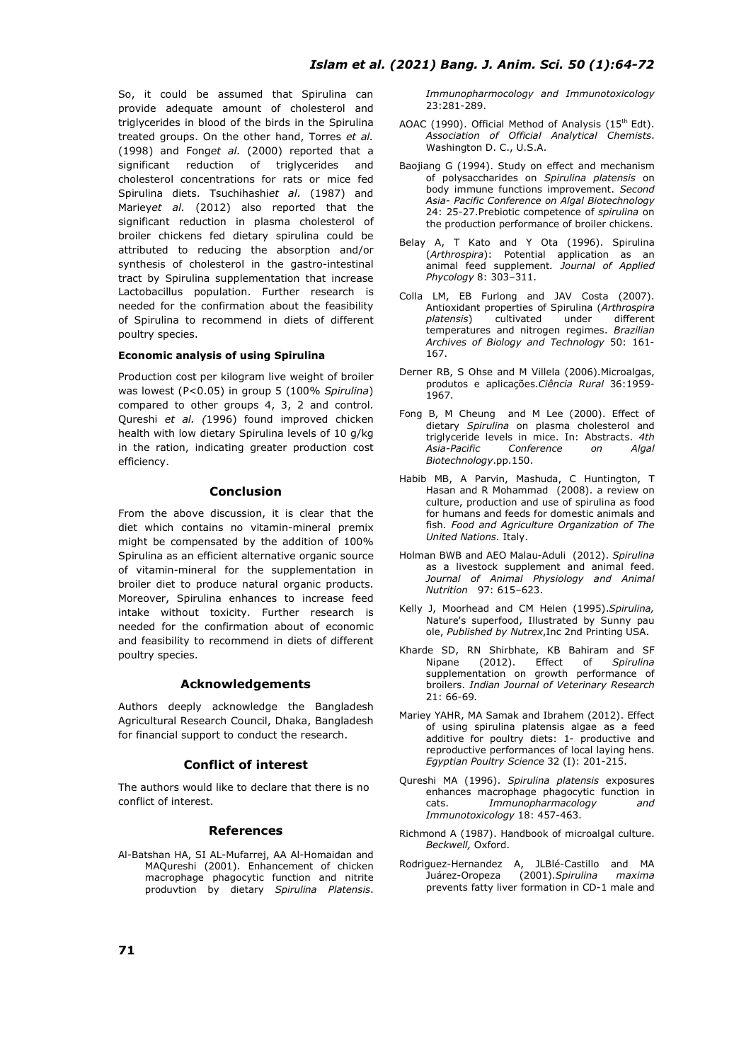So, it could be assumed that Spirulina can provide adequate amount of cholesterol and triglycerides in blood of the birds in the Spirulina treated groups. On the other hand, Torres *et al.* (1998) and Fong*et al.* (2000) reported that a significant reduction of triglycerides and cholesterol concentrations for rats or mice fed Spirulina diets. Tsuchihashi*et al.* (1987) and Mariey*et al.* (2012) also reported that the significant reduction in plasma cholesterol of broiler chickens fed dietary spirulina could be attributed to reducing the absorption and/or synthesis of cholesterol in the gastro-intestinal tract by Spirulina supplementation that increase Lactobacillus population. Further research is needed for the confirmation about the feasibility of Spirulina to recommend in diets of different poultry species.

#### Economic analysis of using Spirulina

Production cost per kilogram live weight of broiler was lowest ($P<0.05$) in group 5 (100% *Spirulina*) compared to other groups 4, 3, 2 and control. Qureshi *et al. (*1996) found improved chicken health with low dietary Spirulina levels of 10 g/kg in the ration, indicating greater production cost efficiency.

## Conclusion

From the above discussion, it is clear that the diet which contains no vitamin-mineral premix might be compensated by the addition of 100% Spirulina as an efficient alternative organic source of vitamin-mineral for the supplementation in broiler diet to produce natural organic products. Moreover, Spirulina enhances to increase feed intake without toxicity. Further research is needed for the confirmation about of economic and feasibility to recommend in diets of different poultry species.

## Acknowledgements

Authors deeply acknowledge the Bangladesh Agricultural Research Council, Dhaka, Bangladesh for financial support to conduct the research.

## Conflict of interest

The authors would like to declare that there is no conflict of interest.

## References

Al-Batshan HA, SI AL-Mufarrej, AA Al-Homaidan and MAQureshi (2001). Enhancement of chicken macrophage phagocytic function and nitrite produvtion by dietary *Spirulina Platensis*. *Immunopharmocology and Immunotoxicology* 23:281-289.

AOAC (1990). Official Method of Analysis (15th Edt). *Association of Official Analytical Chemists*. Washington D. C., U.S.A.

Baojiang G (1994). Study on effect and mechanism of polysaccharides on *Spirulina platensis* on body immune functions improvement. *Second Asia- Pacific Conference on Algal Biotechnology* 24: 25-27.Prebiotic competence of *spirulina* on the production performance of broiler chickens.

Belay A, T Kato and Y Ota (1996). Spirulina (*Arthrospira*): Potential application as an animal feed supplement. *Journal of Applied Phycology* 8: 303–311.

Colla LM, EB Furlong and JAV Costa (2007). Antioxidant properties of Spirulina (*Arthrospira platensis*) cultivated under different temperatures and nitrogen regimes. *Brazilian Archives of Biology and Technology* 50: 161-167.

Derner RB, S Ohse and M Villela (2006).Microalgas, produtos e aplicações.*Ciência Rural* 36:1959-1967.

Fong B, M Cheung and M Lee (2000). Effect of dietary *Spirulina* on plasma cholesterol and triglyceride levels in mice. In: Abstracts. *4th Asia-Pacific Conference on Algal Biotechnology*.pp.150.

Habib MB, A Parvin, Mashuda, C Huntington, T Hasan and R Mohammad (2008). a review on culture, production and use of spirulina as food for humans and feeds for domestic animals and fish. *Food and Agriculture Organization of The United Nations*. Italy.

Holman BWB and AEO Malau-Aduli (2012). *Spirulina* as a livestock supplement and animal feed. *Journal of Animal Physiology and Animal Nutrition* 97: 615–623.

Kelly J, Moorhead and CM Helen (1995).*Spirulina,* Nature's superfood, Illustrated by Sunny pau ole, *Published by Nutrex*,Inc 2nd Printing USA.

Kharde SD, RN Shirbhate, KB Bahiram and SF Nipane (2012). Effect of *Spirulina* supplementation on growth performance of broilers. *Indian Journal of Veterinary Research* 21: 66-69*.*

Mariey YAHR, MA Samak and Ibrahem (2012). Effect of using spirulina platensis algae as a feed additive for poultry diets: 1- productive and reproductive performances of local laying hens. *Egyptian Poultry Science* 32 (I): 201-215.

Qureshi MA (1996). *Spirulina platensis* exposures enhances macrophage phagocytic function in cats. *Immunopharmacology and Immunotoxicology* 18: 457-463.

Richmond A (1987). Handbook of microalgal culture. *Beckwell,* Oxford.

Rodriguez-Hernandez A, JLBlé-Castillo and MA Juárez-Oropeza (2001).*Spirulina maxima* prevents fatty liver formation in CD-1 male and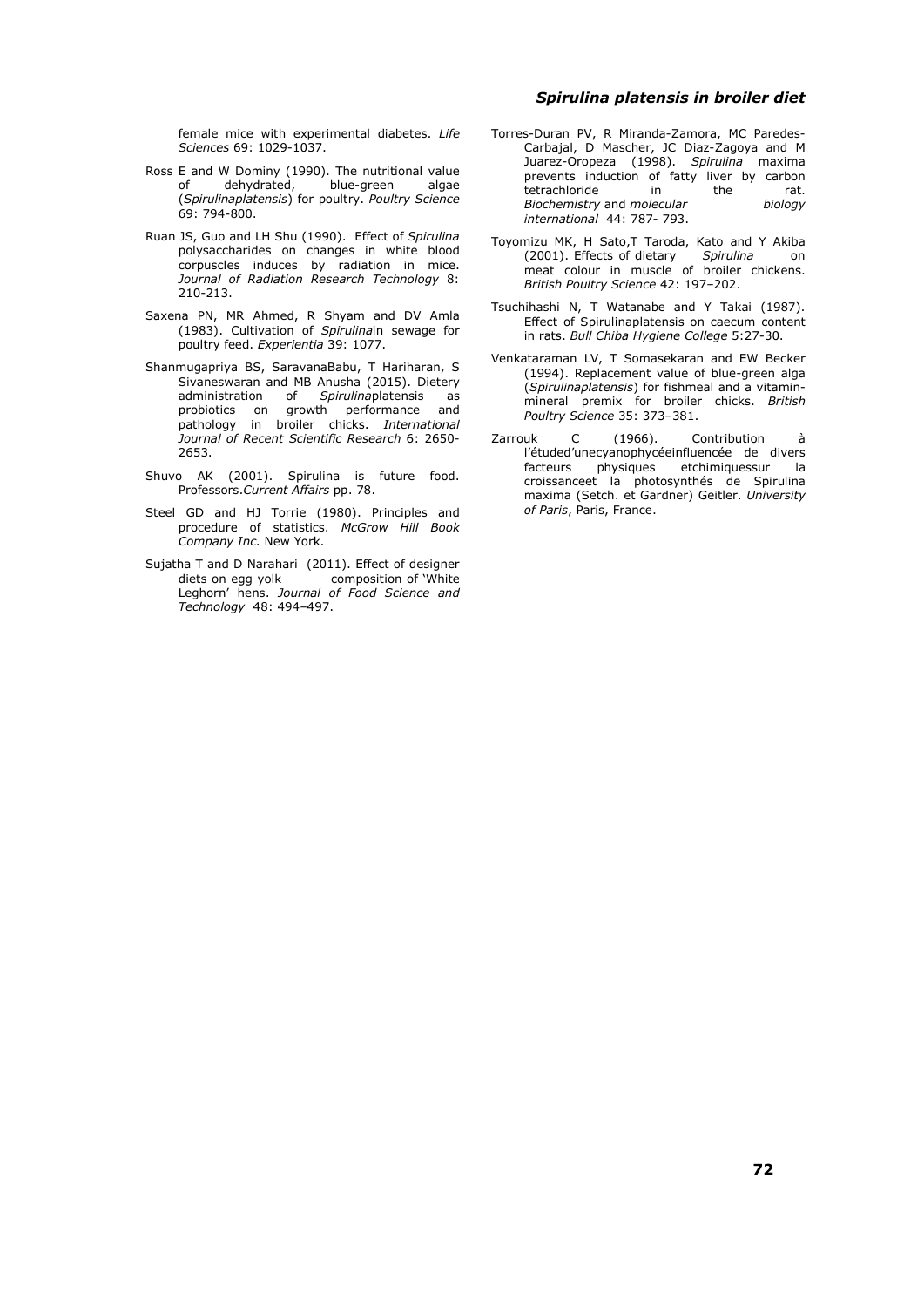female mice with experimental diabetes. *Life Sciences* 69: 1029-1037.

Ross E and W Dominy (1990). The nutritional value of dehydrated, blue-green algae (*Spirulinaplatensis*) for poultry. *Poultry Science* 69: 794-800.

Ruan JS, Guo and LH Shu (1990). Effect of *Spirulina* polysaccharides on changes in white blood corpuscles induces by radiation in mice. *Journal of Radiation Research Technology* 8: 210-213.

Saxena PN, MR Ahmed, R Shyam and DV Amla (1983). Cultivation of *Spirulina*in sewage for poultry feed. *Experientia* 39: 1077.

Shanmugapriya BS, SaravanaBabu, T Hariharan, S Sivaneswaran and MB Anusha (2015). Dietery administration of *Spirulina*platensis as probiotics on growth performance and pathology in broiler chicks. *International Journal of Recent Scientific Research* 6: 2650-2653.

Shuvo AK (2001). Spirulina is future food. Professors.*Current Affairs* pp. 78.

Steel GD and HJ Torrie (1980). Principles and procedure of statistics. *McGrow Hill Book Company Inc.* New York.

Sujatha T and D Narahari (2011). Effect of designer diets on egg yolk composition of 'White Leghorn' hens. *Journal of Food Science and Technology* 48: 494–497.

Torres-Duran PV, R Miranda-Zamora, MC Paredes-Carbajal, D Mascher, JC Diaz-Zagoya and M Juarez-Oropeza (1998). *Spirulina* maxima prevents induction of fatty liver by carbon tetrachloride in the rat. *Biochemistry* and *molecular biology international* 44: 787- 793.

Toyomizu MK, H Sato,T Taroda, Kato and Y Akiba (2001). Effects of dietary *Spirulina* on meat colour in muscle of broiler chickens. *British Poultry Science* 42: 197–202.

Tsuchihashi N, T Watanabe and Y Takai (1987). Effect of Spirulinaplatensis on caecum content in rats. *Bull Chiba Hygiene College* 5:27-30.

Venkataraman LV, T Somasekaran and EW Becker (1994). Replacement value of blue-green alga (*Spirulinaplatensis*) for fishmeal and a vitamin-mineral premix for broiler chicks. *British Poultry Science* 35: 373–381.

Zarrouk C (1966). Contribution à l'étuded'unecyanophycéeinfluencée de divers facteurs physiques etchimiquessur la croissanceet la photosynthés de Spirulina maxima (Setch. et Gardner) Geitler. *University of Paris*, Paris, France.